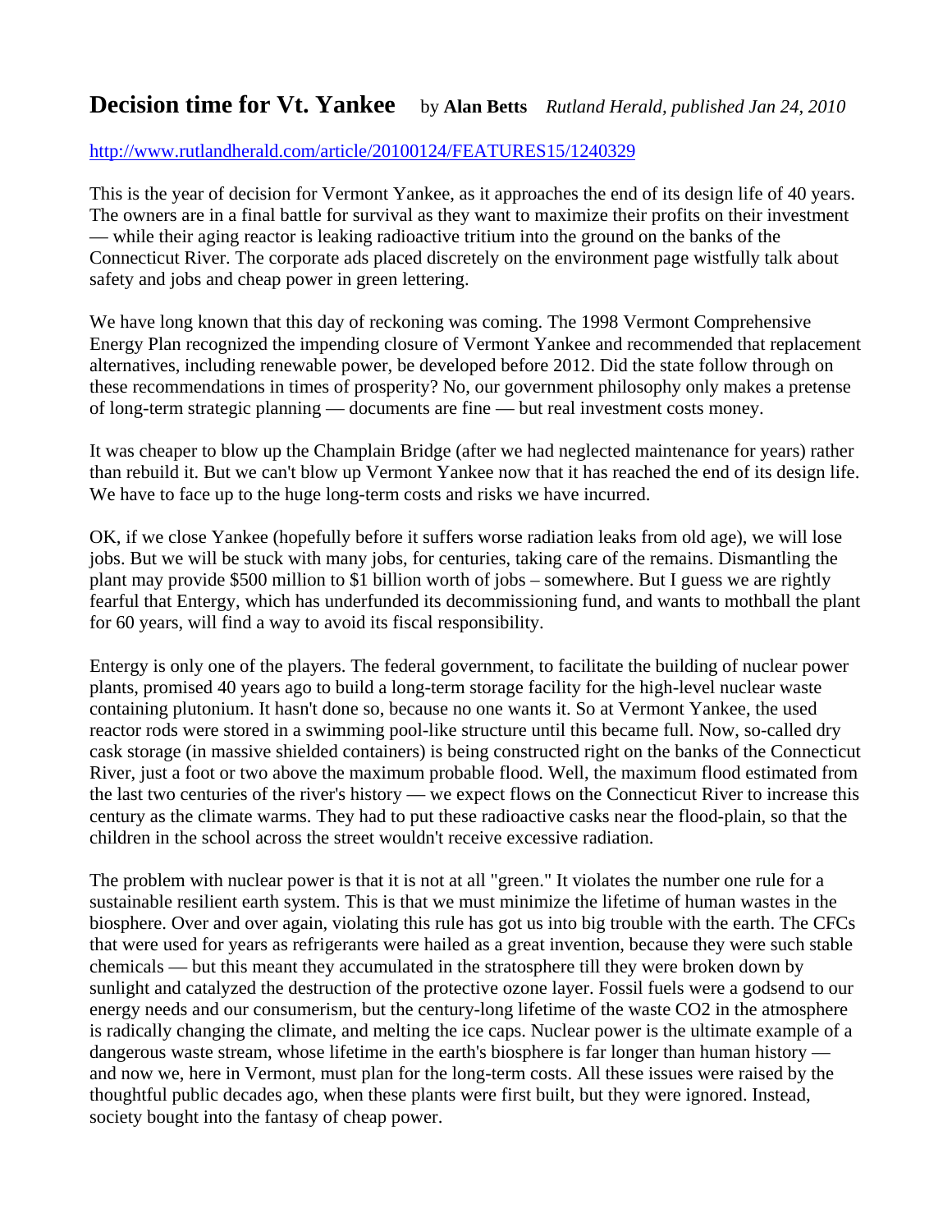# Decision time for Vt. Yankee

by **Alan Betts** *Rutland Herald, published Jan 24, 2010*

http://www.rutlandherald.com/article/20100124/FEATURES15/1240329

This is the year of decision for Vermont Yankee, as it approaches the end of its design life of 40 years. The owners are in a final battle for survival as they want to maximize their profits on their investment — while their aging reactor is leaking radioactive tritium into the ground on the banks of the Connecticut River. The corporate ads placed discretely on the environment page wistfully talk about safety and jobs and cheap power in green lettering.

We have long known that this day of reckoning was coming. The 1998 Vermont Comprehensive Energy Plan recognized the impending closure of Vermont Yankee and recommended that replacement alternatives, including renewable power, be developed before 2012. Did the state follow through on these recommendations in times of prosperity? No, our government philosophy only makes a pretense of long-term strategic planning — documents are fine — but real investment costs money.

It was cheaper to blow up the Champlain Bridge (after we had neglected maintenance for years) rather than rebuild it. But we can't blow up Vermont Yankee now that it has reached the end of its design life. We have to face up to the huge long-term costs and risks we have incurred.

OK, if we close Yankee (hopefully before it suffers worse radiation leaks from old age), we will lose jobs. But we will be stuck with many jobs, for centuries, taking care of the remains. Dismantling the plant may provide $500 million to $1 billion worth of jobs – somewhere. But I guess we are rightly fearful that Entergy, which has underfunded its decommissioning fund, and wants to mothball the plant for 60 years, will find a way to avoid its fiscal responsibility.

Entergy is only one of the players. The federal government, to facilitate the building of nuclear power plants, promised 40 years ago to build a long-term storage facility for the high-level nuclear waste containing plutonium. It hasn't done so, because no one wants it. So at Vermont Yankee, the used reactor rods were stored in a swimming pool-like structure until this became full. Now, so-called dry cask storage (in massive shielded containers) is being constructed right on the banks of the Connecticut River, just a foot or two above the maximum probable flood. Well, the maximum flood estimated from the last two centuries of the river's history — we expect flows on the Connecticut River to increase this century as the climate warms. They had to put these radioactive casks near the flood-plain, so that the children in the school across the street wouldn't receive excessive radiation.

The problem with nuclear power is that it is not at all "green." It violates the number one rule for a sustainable resilient earth system. This is that we must minimize the lifetime of human wastes in the biosphere. Over and over again, violating this rule has got us into big trouble with the earth. The CFCs that were used for years as refrigerants were hailed as a great invention, because they were such stable chemicals — but this meant they accumulated in the stratosphere till they were broken down by sunlight and catalyzed the destruction of the protective ozone layer. Fossil fuels were a godsend to our energy needs and our consumerism, but the century-long lifetime of the waste $CO_2$ in the atmosphere is radically changing the climate, and melting the ice caps. Nuclear power is the ultimate example of a dangerous waste stream, whose lifetime in the earth's biosphere is far longer than human history — and now we, here in Vermont, must plan for the long-term costs. All these issues were raised by the thoughtful public decades ago, when these plants were first built, but they were ignored. Instead, society bought into the fantasy of cheap power.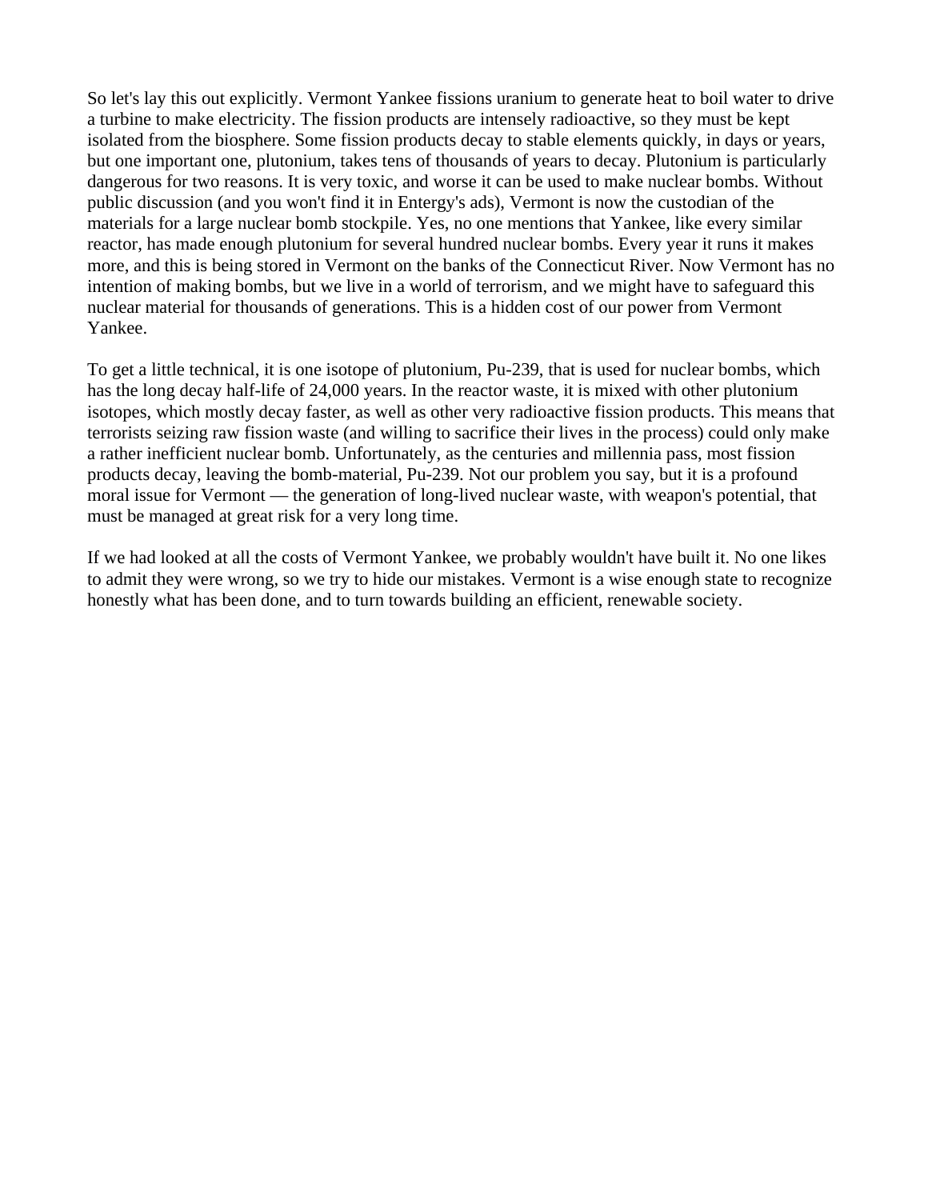So let's lay this out explicitly. Vermont Yankee fissions uranium to generate heat to boil water to drive a turbine to make electricity. The fission products are intensely radioactive, so they must be kept isolated from the biosphere. Some fission products decay to stable elements quickly, in days or years, but one important one, plutonium, takes tens of thousands of years to decay. Plutonium is particularly dangerous for two reasons. It is very toxic, and worse it can be used to make nuclear bombs. Without public discussion (and you won't find it in Entergy's ads), Vermont is now the custodian of the materials for a large nuclear bomb stockpile. Yes, no one mentions that Yankee, like every similar reactor, has made enough plutonium for several hundred nuclear bombs. Every year it runs it makes more, and this is being stored in Vermont on the banks of the Connecticut River. Now Vermont has no intention of making bombs, but we live in a world of terrorism, and we might have to safeguard this nuclear material for thousands of generations. This is a hidden cost of our power from Vermont Yankee.

To get a little technical, it is one isotope of plutonium, Pu-239, that is used for nuclear bombs, which has the long decay half-life of 24,000 years. In the reactor waste, it is mixed with other plutonium isotopes, which mostly decay faster, as well as other very radioactive fission products. This means that terrorists seizing raw fission waste (and willing to sacrifice their lives in the process) could only make a rather inefficient nuclear bomb. Unfortunately, as the centuries and millennia pass, most fission products decay, leaving the bomb-material, Pu-239. Not our problem you say, but it is a profound moral issue for Vermont — the generation of long-lived nuclear waste, with weapon's potential, that must be managed at great risk for a very long time.

If we had looked at all the costs of Vermont Yankee, we probably wouldn't have built it. No one likes to admit they were wrong, so we try to hide our mistakes. Vermont is a wise enough state to recognize honestly what has been done, and to turn towards building an efficient, renewable society.